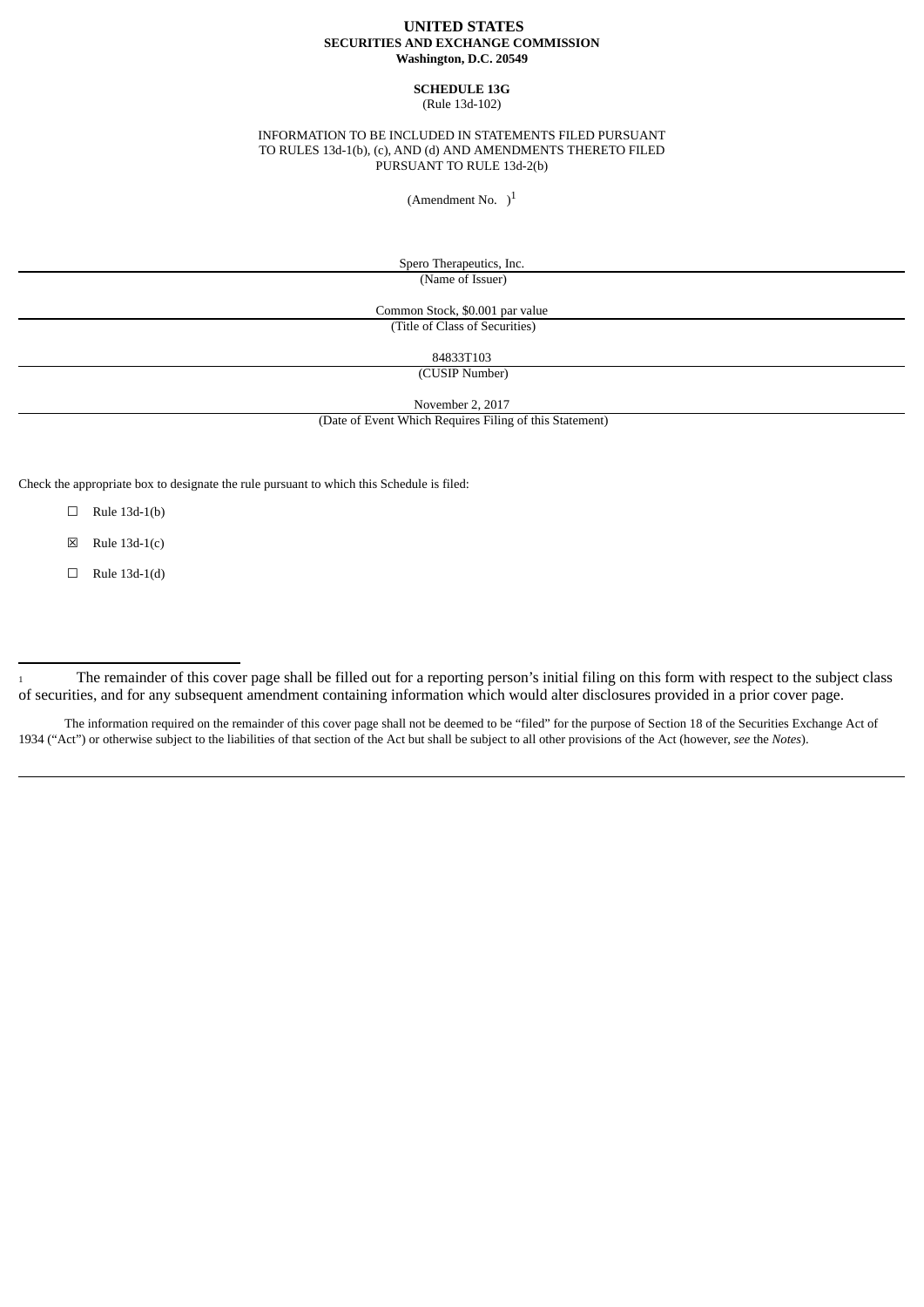**UNITED STATES**
**SECURITIES AND EXCHANGE COMMISSION**
**Washington, D.C. 20549**

**SCHEDULE 13G**
(Rule 13d-102)

INFORMATION TO BE INCLUDED IN STATEMENTS FILED PURSUANT TO RULES 13d-1(b), (c), AND (d) AND AMENDMENTS THERETO FILED PURSUANT TO RULE 13d-2(b)

(Amendment No.  )[1]

Spero Therapeutics, Inc.
(Name of Issuer)

Common Stock, $0.001 par value
(Title of Class of Securities)

84833T103
(CUSIP Number)

November 2, 2017
(Date of Event Which Requires Filing of this Statement)

Check the appropriate box to designate the rule pursuant to which this Schedule is filed:

☐ Rule 13d-1(b)

☒ Rule 13d-1(c)

☐ Rule 13d-1(d)

---

[1] The remainder of this cover page shall be filled out for a reporting person's initial filing on this form with respect to the subject class of securities, and for any subsequent amendment containing information which would alter disclosures provided in a prior cover page.

The information required on the remainder of this cover page shall not be deemed to be "filed" for the purpose of Section 18 of the Securities Exchange Act of 1934 ("Act") or otherwise subject to the liabilities of that section of the Act but shall be subject to all other provisions of the Act (however, *see* the *Notes*).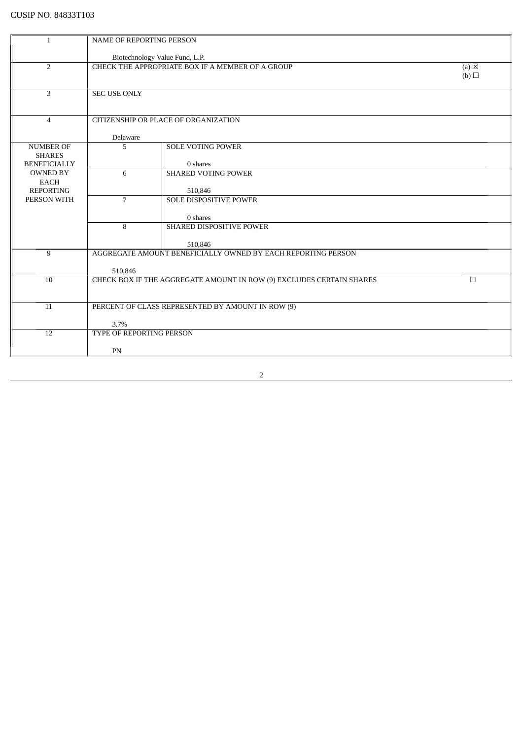CUSIP NO. 84833T103

| | | | |
|---|---|---|---|
| 1 | NAME OF REPORTING PERSON<br><br>Biotechnology Value Fund, L.P. | | |
| 2 | CHECK THE APPROPRIATE BOX IF A MEMBER OF A GROUP | | (a) ☒<br>(b) ☐ |
| 3 | SEC USE ONLY | | |
| 4 | CITIZENSHIP OR PLACE OF ORGANIZATION<br><br>Delaware | | |
| NUMBER OF SHARES BENEFICIALLY OWNED BY EACH REPORTING PERSON WITH | 5 | SOLE VOTING POWER<br><br>0 shares | |
| | 6 | SHARED VOTING POWER<br><br>510,846 | |
| | 7 | SOLE DISPOSITIVE POWER<br><br>0 shares | |
| | 8 | SHARED DISPOSITIVE POWER<br><br>510,846 | |
| 9 | AGGREGATE AMOUNT BENEFICIALLY OWNED BY EACH REPORTING PERSON<br><br>510,846 | | |
| 10 | CHECK BOX IF THE AGGREGATE AMOUNT IN ROW (9) EXCLUDES CERTAIN SHARES | | ☐ |
| 11 | PERCENT OF CLASS REPRESENTED BY AMOUNT IN ROW (9)<br><br>3.7% | | |
| 12 | TYPE OF REPORTING PERSON<br><br>PN | | |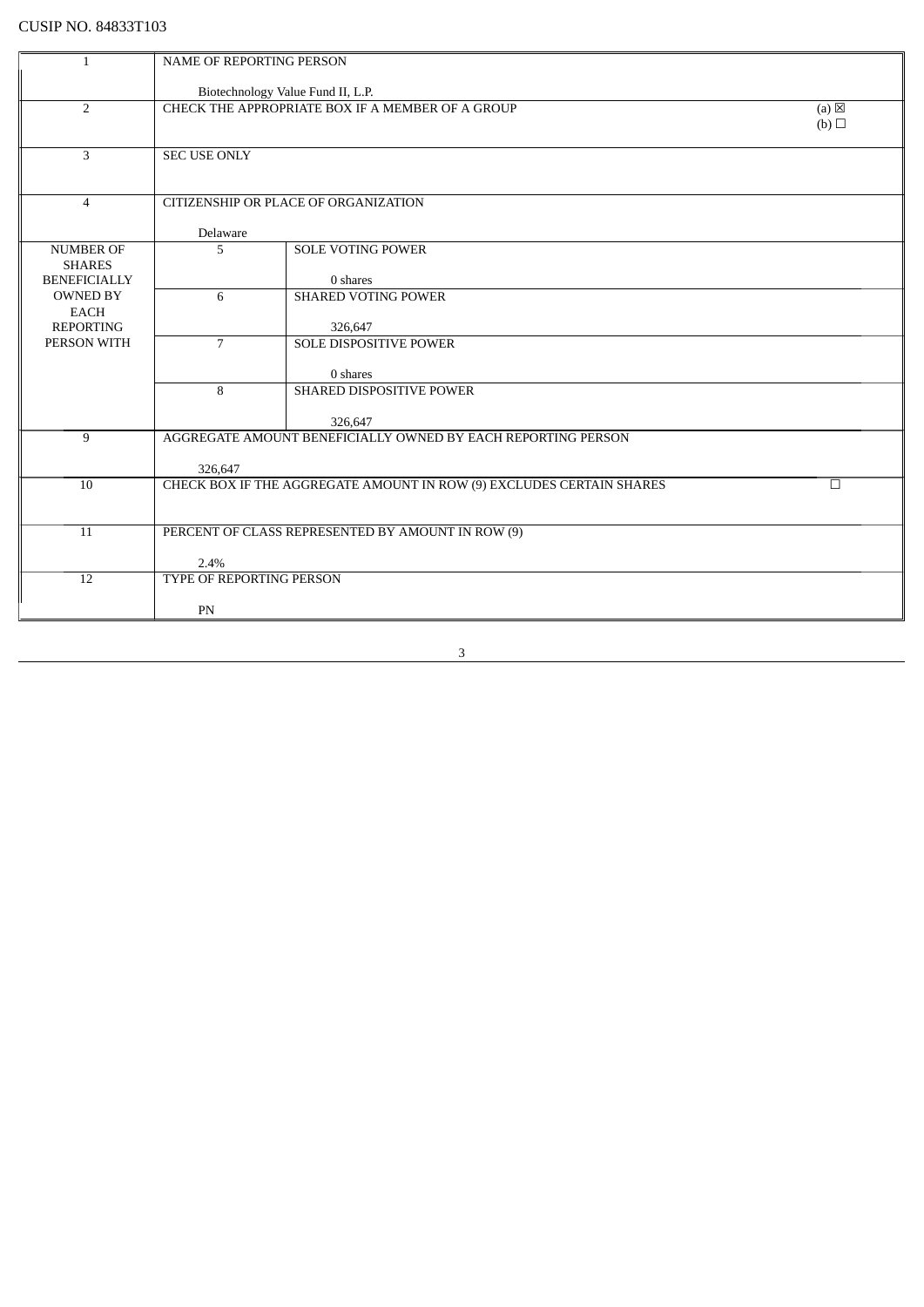CUSIP NO. 84833T103

| | | | |
|---|---|---|---|
| 1 | NAME OF REPORTING PERSON<br><br>Biotechnology Value Fund II, L.P. | | |
| 2 | CHECK THE APPROPRIATE BOX IF A MEMBER OF A GROUP | | (a) ☒<br>(b) ☐ |
| 3 | SEC USE ONLY | | |
| 4 | CITIZENSHIP OR PLACE OF ORGANIZATION<br><br>Delaware | | |
| NUMBER OF SHARES BENEFICIALLY OWNED BY EACH REPORTING PERSON WITH | 5 | SOLE VOTING POWER<br><br>0 shares | |
| | 6 | SHARED VOTING POWER<br><br>326,647 | |
| | 7 | SOLE DISPOSITIVE POWER<br><br>0 shares | |
| | 8 | SHARED DISPOSITIVE POWER<br><br>326,647 | |
| 9 | AGGREGATE AMOUNT BENEFICIALLY OWNED BY EACH REPORTING PERSON<br><br>326,647 | | |
| 10 | CHECK BOX IF THE AGGREGATE AMOUNT IN ROW (9) EXCLUDES CERTAIN SHARES | | ☐ |
| 11 | PERCENT OF CLASS REPRESENTED BY AMOUNT IN ROW (9)<br><br>2.4% | | |
| 12 | TYPE OF REPORTING PERSON<br><br>PN | | |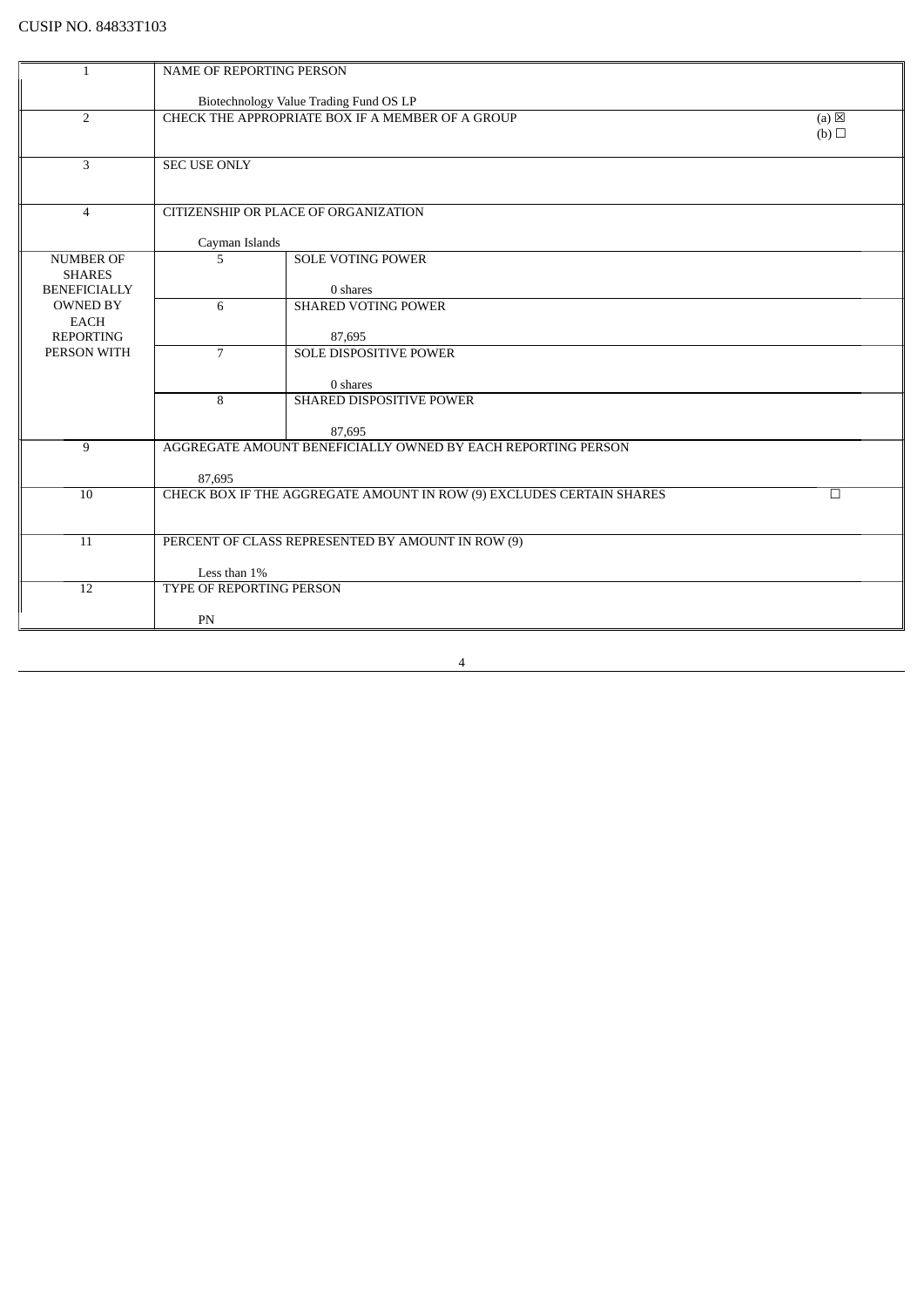CUSIP NO. 84833T103

| | | | |
|---|---|---|---|
| 1 | NAME OF REPORTING PERSON<br><br>Biotechnology Value Trading Fund OS LP | | |
| 2 | CHECK THE APPROPRIATE BOX IF A MEMBER OF A GROUP | | (a) ☒<br>(b) ☐ |
| 3 | SEC USE ONLY | | |
| 4 | CITIZENSHIP OR PLACE OF ORGANIZATION<br><br>Cayman Islands | | |
| NUMBER OF SHARES BENEFICIALLY OWNED BY EACH REPORTING PERSON WITH | 5 | SOLE VOTING POWER<br><br>0 shares | |
| | 6 | SHARED VOTING POWER<br><br>87,695 | |
| | 7 | SOLE DISPOSITIVE POWER<br><br>0 shares | |
| | 8 | SHARED DISPOSITIVE POWER<br><br>87,695 | |
| 9 | AGGREGATE AMOUNT BENEFICIALLY OWNED BY EACH REPORTING PERSON<br><br>87,695 | | |
| 10 | CHECK BOX IF THE AGGREGATE AMOUNT IN ROW (9) EXCLUDES CERTAIN SHARES | | ☐ |
| 11 | PERCENT OF CLASS REPRESENTED BY AMOUNT IN ROW (9)<br><br>Less than 1% | | |
| 12 | TYPE OF REPORTING PERSON<br><br>PN | | |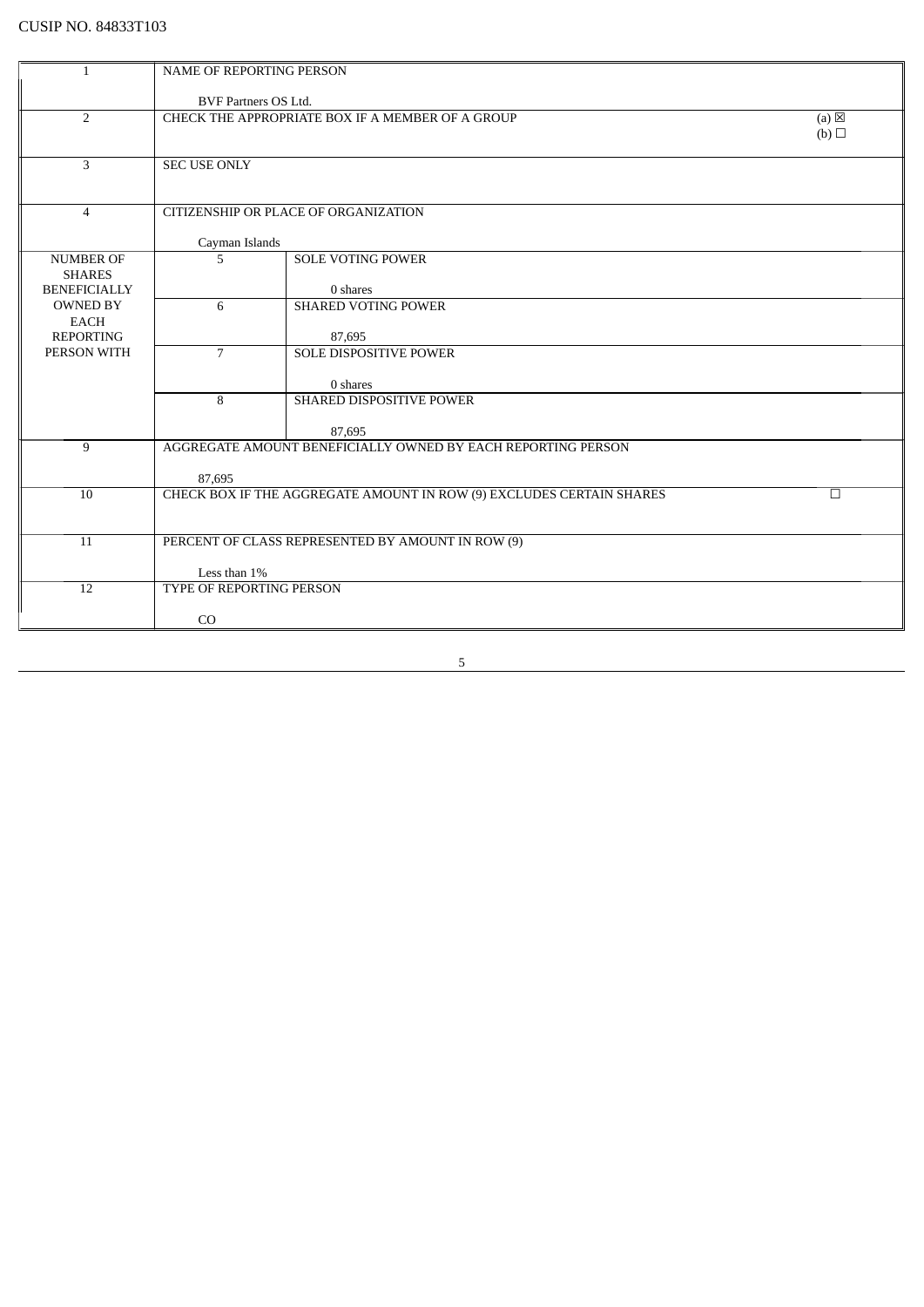CUSIP NO. 84833T103

| | | | |
|---|---|---|---|
| 1 | NAME OF REPORTING PERSON<br><br>BVF Partners OS Ltd. | | |
| 2 | CHECK THE APPROPRIATE BOX IF A MEMBER OF A GROUP | | (a) ☒<br>(b) ☐ |
| 3 | SEC USE ONLY | | |
| 4 | CITIZENSHIP OR PLACE OF ORGANIZATION<br><br>Cayman Islands | | |
| NUMBER OF SHARES BENEFICIALLY OWNED BY EACH REPORTING PERSON WITH | 5 | SOLE VOTING POWER<br><br>0 shares | |
| | 6 | SHARED VOTING POWER<br><br>87,695 | |
| | 7 | SOLE DISPOSITIVE POWER<br><br>0 shares | |
| | 8 | SHARED DISPOSITIVE POWER<br><br>87,695 | |
| 9 | AGGREGATE AMOUNT BENEFICIALLY OWNED BY EACH REPORTING PERSON<br><br>87,695 | | |
| 10 | CHECK BOX IF THE AGGREGATE AMOUNT IN ROW (9) EXCLUDES CERTAIN SHARES | | ☐ |
| 11 | PERCENT OF CLASS REPRESENTED BY AMOUNT IN ROW (9)<br><br>Less than 1% | | |
| 12 | TYPE OF REPORTING PERSON<br><br>CO | | |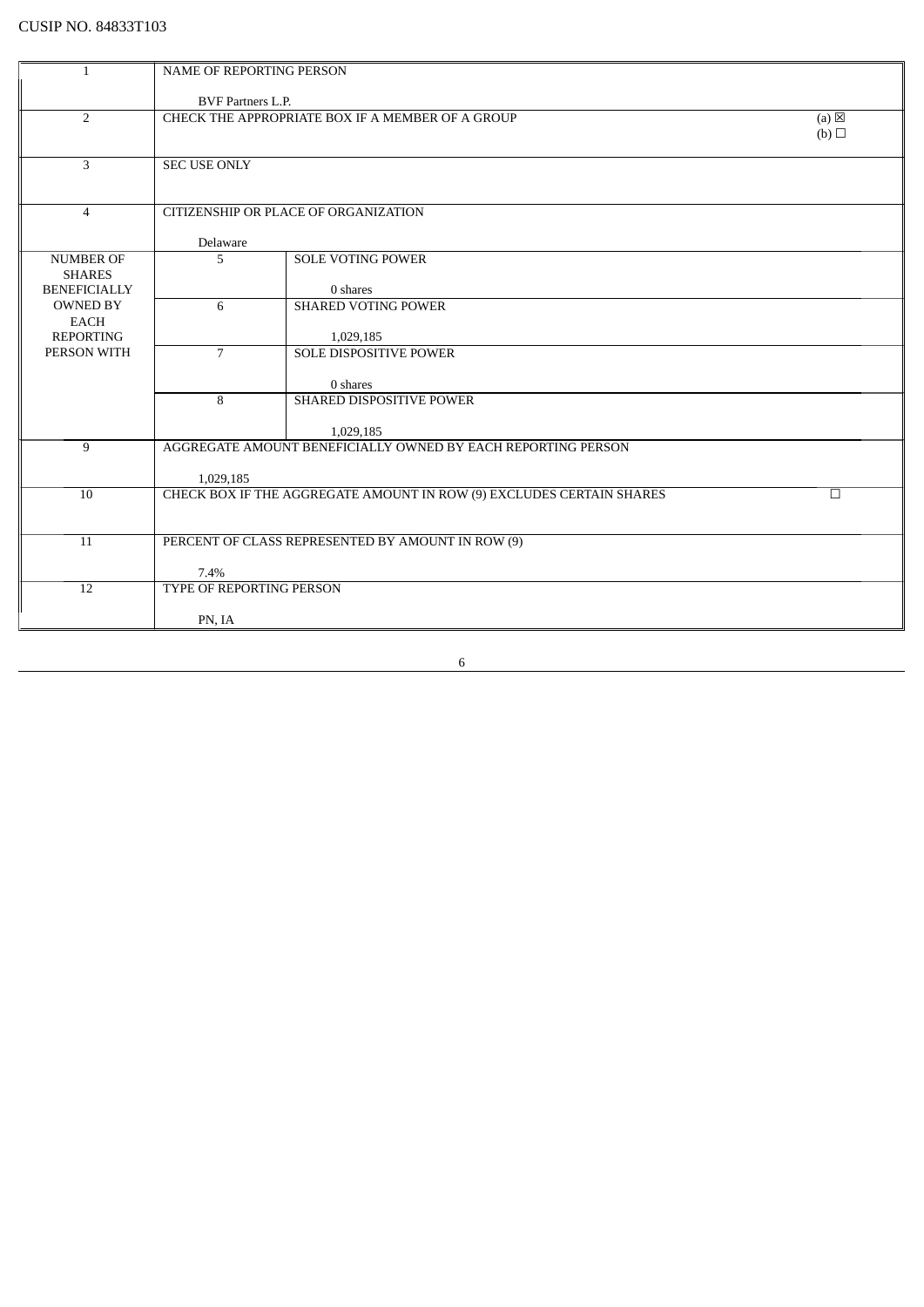CUSIP NO. 84833T103

| | | | |
|---|---|---|---|
| 1 | NAME OF REPORTING PERSON<br><br>BVF Partners L.P. | | |
| 2 | CHECK THE APPROPRIATE BOX IF A MEMBER OF A GROUP | | (a) ☒<br>(b) ☐ |
| 3 | SEC USE ONLY | | |
| 4 | CITIZENSHIP OR PLACE OF ORGANIZATION<br><br>Delaware | | |
| NUMBER OF SHARES BENEFICIALLY OWNED BY EACH REPORTING PERSON WITH | 5 | SOLE VOTING POWER<br><br>0 shares | |
| | 6 | SHARED VOTING POWER<br><br>1,029,185 | |
| | 7 | SOLE DISPOSITIVE POWER<br><br>0 shares | |
| | 8 | SHARED DISPOSITIVE POWER<br><br>1,029,185 | |
| 9 | AGGREGATE AMOUNT BENEFICIALLY OWNED BY EACH REPORTING PERSON<br><br>1,029,185 | | |
| 10 | CHECK BOX IF THE AGGREGATE AMOUNT IN ROW (9) EXCLUDES CERTAIN SHARES | | ☐ |
| 11 | PERCENT OF CLASS REPRESENTED BY AMOUNT IN ROW (9)<br><br>7.4% | | |
| 12 | TYPE OF REPORTING PERSON<br><br>PN, IA | | |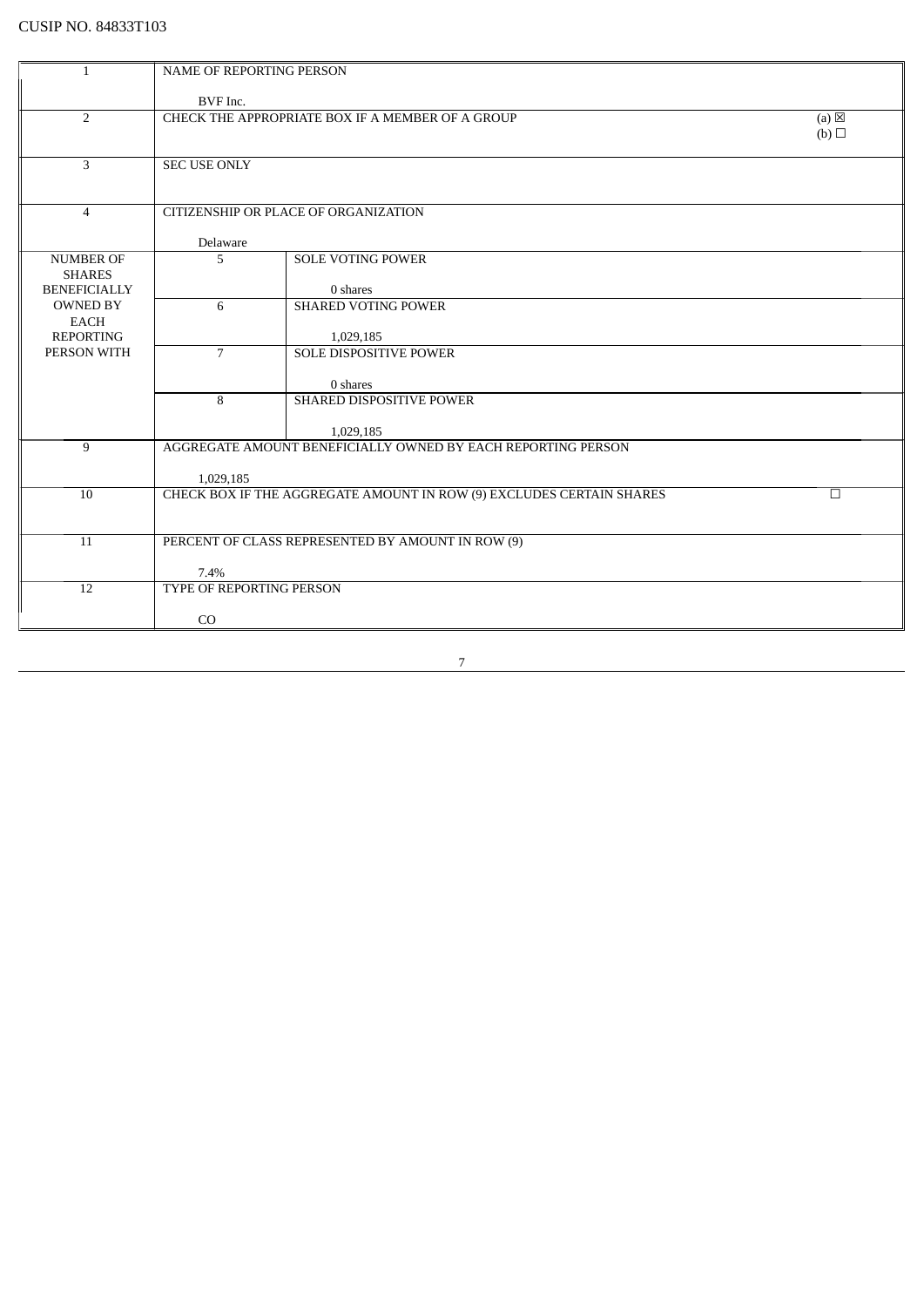CUSIP NO. 84833T103

| 1 | NAME OF REPORTING PERSON<br><br>BVF Inc. | | |
|---|---|---|---|
| 2 | CHECK THE APPROPRIATE BOX IF A MEMBER OF A GROUP | | (a) ☒<br>(b) ☐ |
| 3 | SEC USE ONLY | | |
| 4 | CITIZENSHIP OR PLACE OF ORGANIZATION<br><br>Delaware | | |
| NUMBER OF SHARES BENEFICIALLY OWNED BY EACH REPORTING PERSON WITH | 5 | SOLE VOTING POWER<br><br>0 shares | |
| | 6 | SHARED VOTING POWER<br><br>1,029,185 | |
| | 7 | SOLE DISPOSITIVE POWER<br><br>0 shares | |
| | 8 | SHARED DISPOSITIVE POWER<br><br>1,029,185 | |
| 9 | AGGREGATE AMOUNT BENEFICIALLY OWNED BY EACH REPORTING PERSON<br><br>1,029,185 | | |
| 10 | CHECK BOX IF THE AGGREGATE AMOUNT IN ROW (9) EXCLUDES CERTAIN SHARES | | ☐ |
| 11 | PERCENT OF CLASS REPRESENTED BY AMOUNT IN ROW (9)<br><br>7.4% | | |
| 12 | TYPE OF REPORTING PERSON<br><br>CO | | |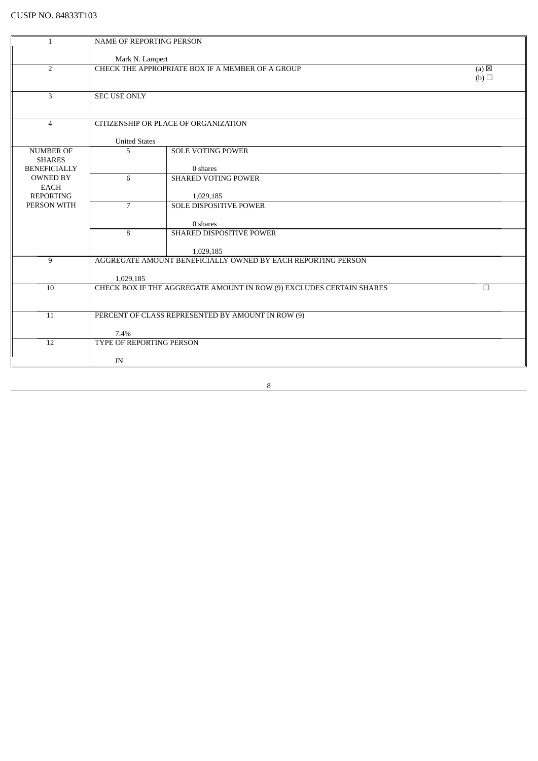CUSIP NO. 84833T103

| | | | |
|---|---|---|---|
| 1 | NAME OF REPORTING PERSON<br><br>Mark N. Lampert | | |
| 2 | CHECK THE APPROPRIATE BOX IF A MEMBER OF A GROUP | | (a) ☒<br>(b) ☐ |
| 3 | SEC USE ONLY | | |
| 4 | CITIZENSHIP OR PLACE OF ORGANIZATION<br><br>United States | | |
| NUMBER OF SHARES BENEFICIALLY OWNED BY EACH REPORTING PERSON WITH | 5 | SOLE VOTING POWER<br><br>0 shares | |
| | 6 | SHARED VOTING POWER<br><br>1,029,185 | |
| | 7 | SOLE DISPOSITIVE POWER<br><br>0 shares | |
| | 8 | SHARED DISPOSITIVE POWER<br><br>1,029,185 | |
| 9 | AGGREGATE AMOUNT BENEFICIALLY OWNED BY EACH REPORTING PERSON<br><br>1,029,185 | | |
| 10 | CHECK BOX IF THE AGGREGATE AMOUNT IN ROW (9) EXCLUDES CERTAIN SHARES | | ☐ |
| 11 | PERCENT OF CLASS REPRESENTED BY AMOUNT IN ROW (9)<br><br>7.4% | | |
| 12 | TYPE OF REPORTING PERSON<br><br>IN | | |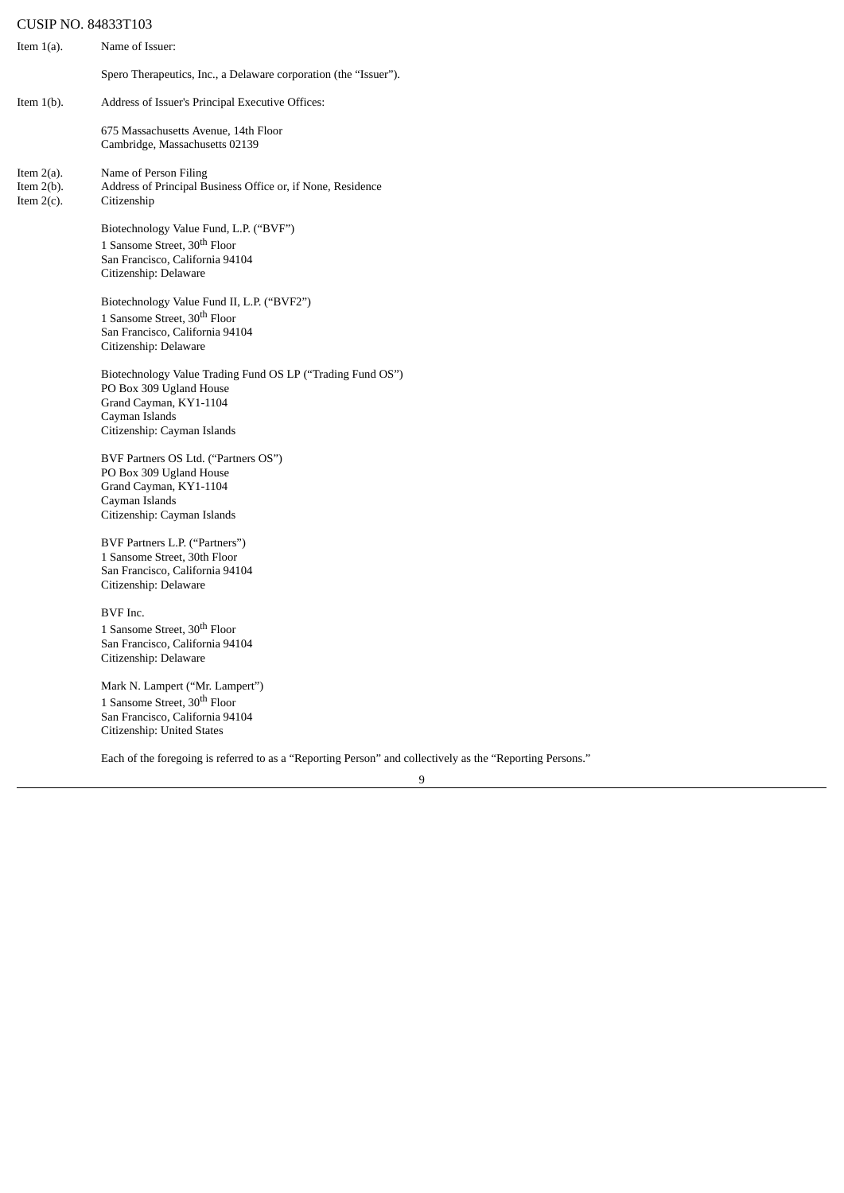CUSIP NO. 84833T103

Item 1(a). Name of Issuer:

Spero Therapeutics, Inc., a Delaware corporation (the "Issuer").

Item 1(b). Address of Issuer's Principal Executive Offices:

675 Massachusetts Avenue, 14th Floor
Cambridge, Massachusetts 02139

Item 2(a). Name of Person Filing
Item 2(b). Address of Principal Business Office or, if None, Residence
Item 2(c). Citizenship

Biotechnology Value Fund, L.P. ("BVF")
1 Sansome Street, 30th Floor
San Francisco, California 94104
Citizenship: Delaware

Biotechnology Value Fund II, L.P. ("BVF2")
1 Sansome Street, 30th Floor
San Francisco, California 94104
Citizenship: Delaware

Biotechnology Value Trading Fund OS LP ("Trading Fund OS")
PO Box 309 Ugland House
Grand Cayman, KY1-1104
Cayman Islands
Citizenship: Cayman Islands

BVF Partners OS Ltd. ("Partners OS")
PO Box 309 Ugland House
Grand Cayman, KY1-1104
Cayman Islands
Citizenship: Cayman Islands

BVF Partners L.P. ("Partners")
1 Sansome Street, 30th Floor
San Francisco, California 94104
Citizenship: Delaware

BVF Inc.
1 Sansome Street, 30th Floor
San Francisco, California 94104
Citizenship: Delaware

Mark N. Lampert ("Mr. Lampert")
1 Sansome Street, 30th Floor
San Francisco, California 94104
Citizenship: United States

Each of the foregoing is referred to as a "Reporting Person" and collectively as the "Reporting Persons."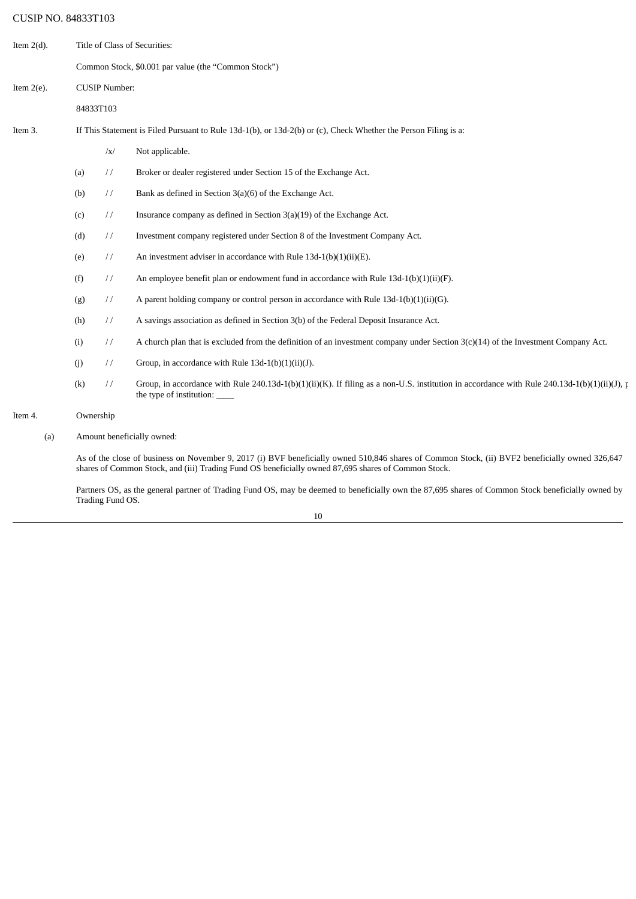CUSIP NO. 84833T103

Item 2(d). Title of Class of Securities:

Common Stock, $0.001 par value (the “Common Stock”)

Item 2(e). CUSIP Number:

84833T103

Item 3. If This Statement is Filed Pursuant to Rule 13d-1(b), or 13d-2(b) or (c), Check Whether the Person Filing is a:

/x/ Not applicable.

(a) / / Broker or dealer registered under Section 15 of the Exchange Act.

(b) / / Bank as defined in Section 3(a)(6) of the Exchange Act.

(c) / / Insurance company as defined in Section 3(a)(19) of the Exchange Act.

(d) / / Investment company registered under Section 8 of the Investment Company Act.

(e) / / An investment adviser in accordance with Rule 13d-1(b)(1)(ii)(E).

(f) / / An employee benefit plan or endowment fund in accordance with Rule 13d-1(b)(1)(ii)(F).

(g) / / A parent holding company or control person in accordance with Rule 13d-1(b)(1)(ii)(G).

(h) / / A savings association as defined in Section 3(b) of the Federal Deposit Insurance Act.

(i) / / A church plan that is excluded from the definition of an investment company under Section 3(c)(14) of the Investment Company Act.

(j) / / Group, in accordance with Rule 13d-1(b)(1)(ii)(J).

(k) / / Group, in accordance with Rule 240.13d-1(b)(1)(ii)(K). If filing as a non-U.S. institution in accordance with Rule 240.13d-1(b)(1)(ii)(J), p the type of institution: ____

Item 4. Ownership

(a) Amount beneficially owned:

As of the close of business on November 9, 2017 (i) BVF beneficially owned 510,846 shares of Common Stock, (ii) BVF2 beneficially owned 326,647 shares of Common Stock, and (iii) Trading Fund OS beneficially owned 87,695 shares of Common Stock.

Partners OS, as the general partner of Trading Fund OS, may be deemed to beneficially own the 87,695 shares of Common Stock beneficially owned by Trading Fund OS.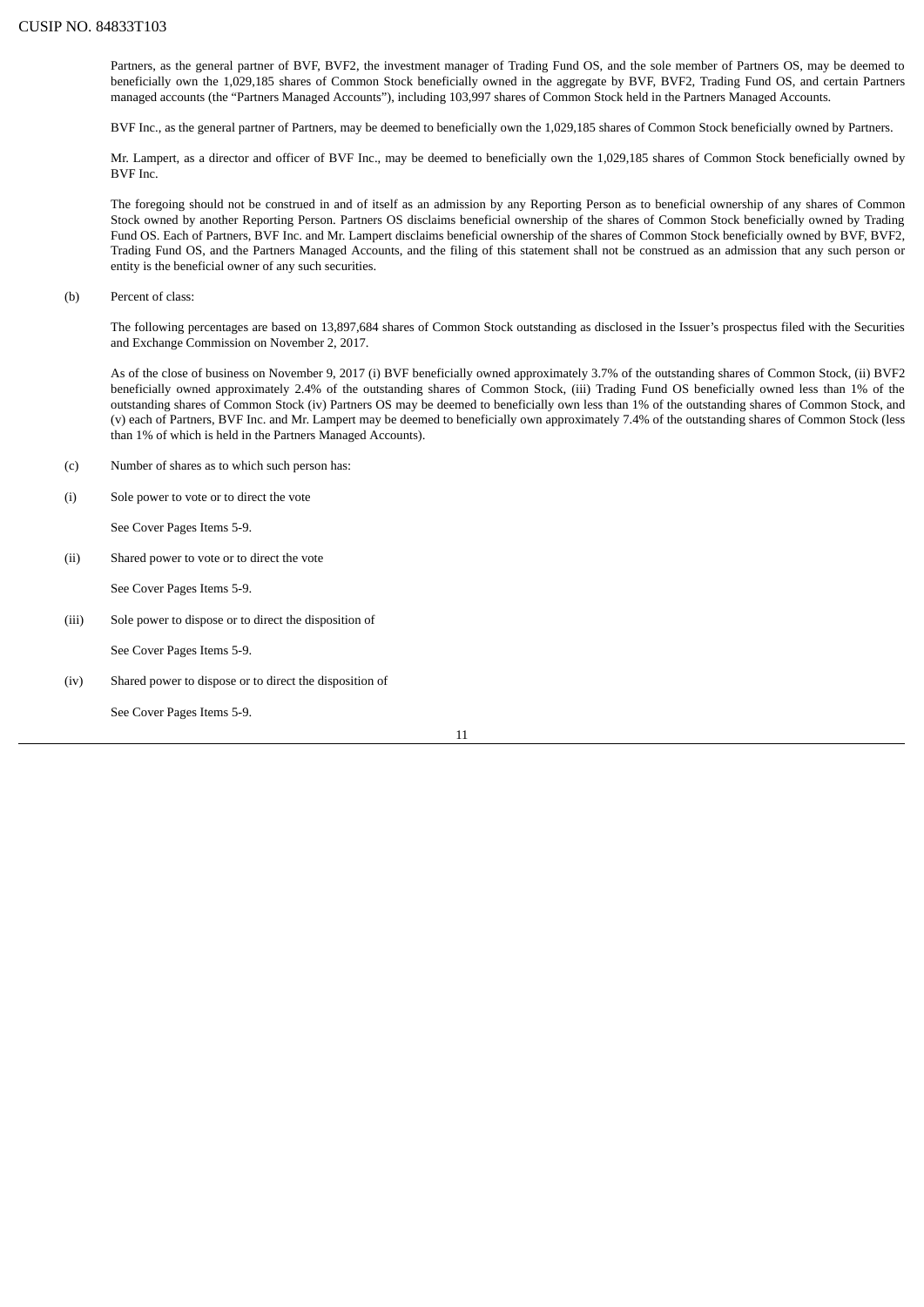Partners, as the general partner of BVF, BVF2, the investment manager of Trading Fund OS, and the sole member of Partners OS, may be deemed to beneficially own the 1,029,185 shares of Common Stock beneficially owned in the aggregate by BVF, BVF2, Trading Fund OS, and certain Partners managed accounts (the "Partners Managed Accounts"), including 103,997 shares of Common Stock held in the Partners Managed Accounts.

BVF Inc., as the general partner of Partners, may be deemed to beneficially own the 1,029,185 shares of Common Stock beneficially owned by Partners.

Mr. Lampert, as a director and officer of BVF Inc., may be deemed to beneficially own the 1,029,185 shares of Common Stock beneficially owned by BVF Inc.

The foregoing should not be construed in and of itself as an admission by any Reporting Person as to beneficial ownership of any shares of Common Stock owned by another Reporting Person. Partners OS disclaims beneficial ownership of the shares of Common Stock beneficially owned by Trading Fund OS. Each of Partners, BVF Inc. and Mr. Lampert disclaims beneficial ownership of the shares of Common Stock beneficially owned by BVF, BVF2, Trading Fund OS, and the Partners Managed Accounts, and the filing of this statement shall not be construed as an admission that any such person or entity is the beneficial owner of any such securities.

(b) Percent of class:

The following percentages are based on 13,897,684 shares of Common Stock outstanding as disclosed in the Issuer's prospectus filed with the Securities and Exchange Commission on November 2, 2017.

As of the close of business on November 9, 2017 (i) BVF beneficially owned approximately 3.7% of the outstanding shares of Common Stock, (ii) BVF2 beneficially owned approximately 2.4% of the outstanding shares of Common Stock, (iii) Trading Fund OS beneficially owned less than 1% of the outstanding shares of Common Stock (iv) Partners OS may be deemed to beneficially own less than 1% of the outstanding shares of Common Stock, and (v) each of Partners, BVF Inc. and Mr. Lampert may be deemed to beneficially own approximately 7.4% of the outstanding shares of Common Stock (less than 1% of which is held in the Partners Managed Accounts).

(c) Number of shares as to which such person has:

(i) Sole power to vote or to direct the vote

See Cover Pages Items 5-9.

(ii) Shared power to vote or to direct the vote

See Cover Pages Items 5-9.

(iii) Sole power to dispose or to direct the disposition of

See Cover Pages Items 5-9.

(iv) Shared power to dispose or to direct the disposition of

See Cover Pages Items 5-9.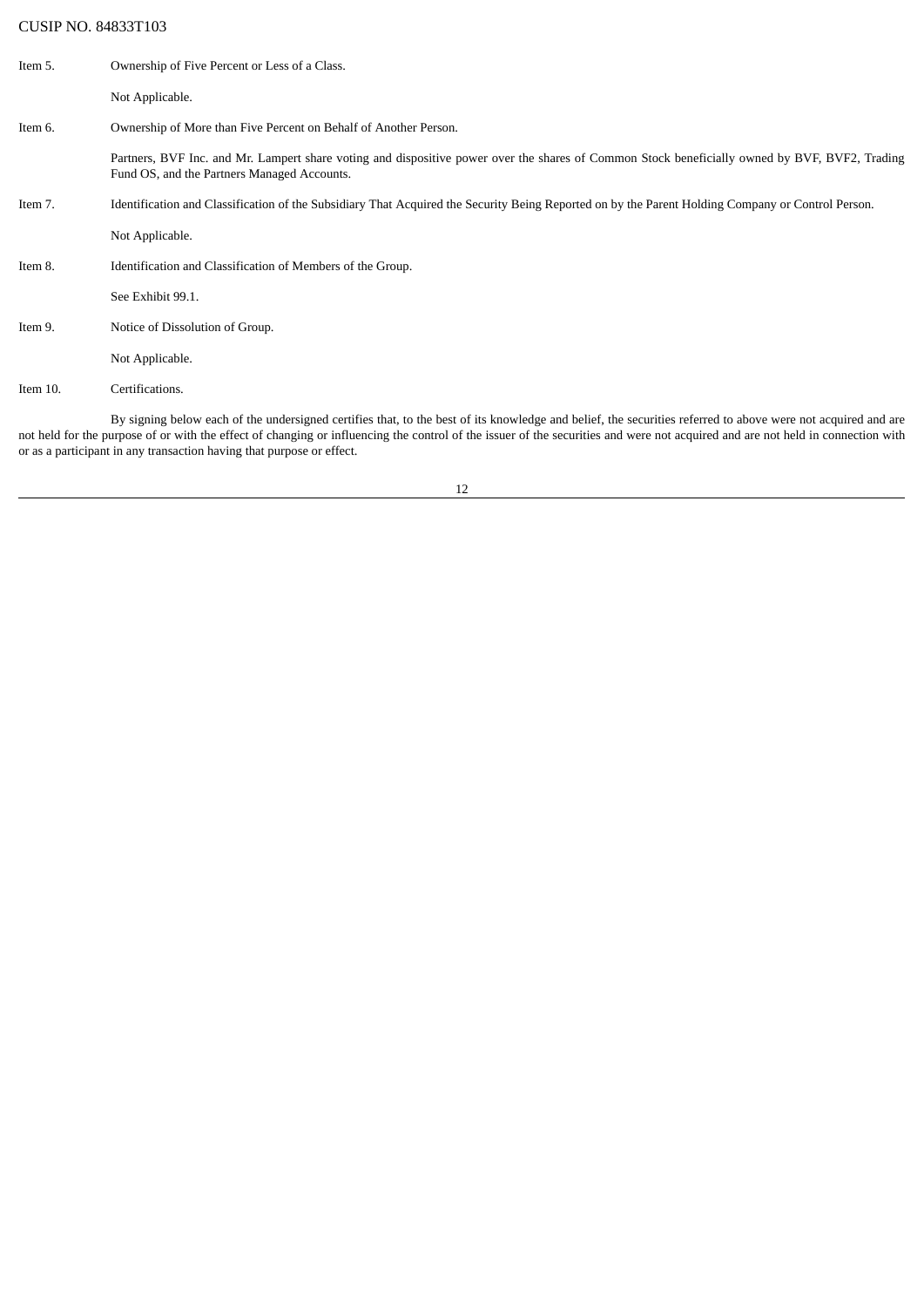CUSIP NO. 84833T103

Item 5. Ownership of Five Percent or Less of a Class.

Not Applicable.

Item 6. Ownership of More than Five Percent on Behalf of Another Person.

Partners, BVF Inc. and Mr. Lampert share voting and dispositive power over the shares of Common Stock beneficially owned by BVF, BVF2, Trading Fund OS, and the Partners Managed Accounts.

Item 7. Identification and Classification of the Subsidiary That Acquired the Security Being Reported on by the Parent Holding Company or Control Person.

Not Applicable.

Item 8. Identification and Classification of Members of the Group.

See Exhibit 99.1.

Item 9. Notice of Dissolution of Group.

Not Applicable.

Item 10. Certifications.

By signing below each of the undersigned certifies that, to the best of its knowledge and belief, the securities referred to above were not acquired and are not held for the purpose of or with the effect of changing or influencing the control of the issuer of the securities and were not acquired and are not held in connection with or as a participant in any transaction having that purpose or effect.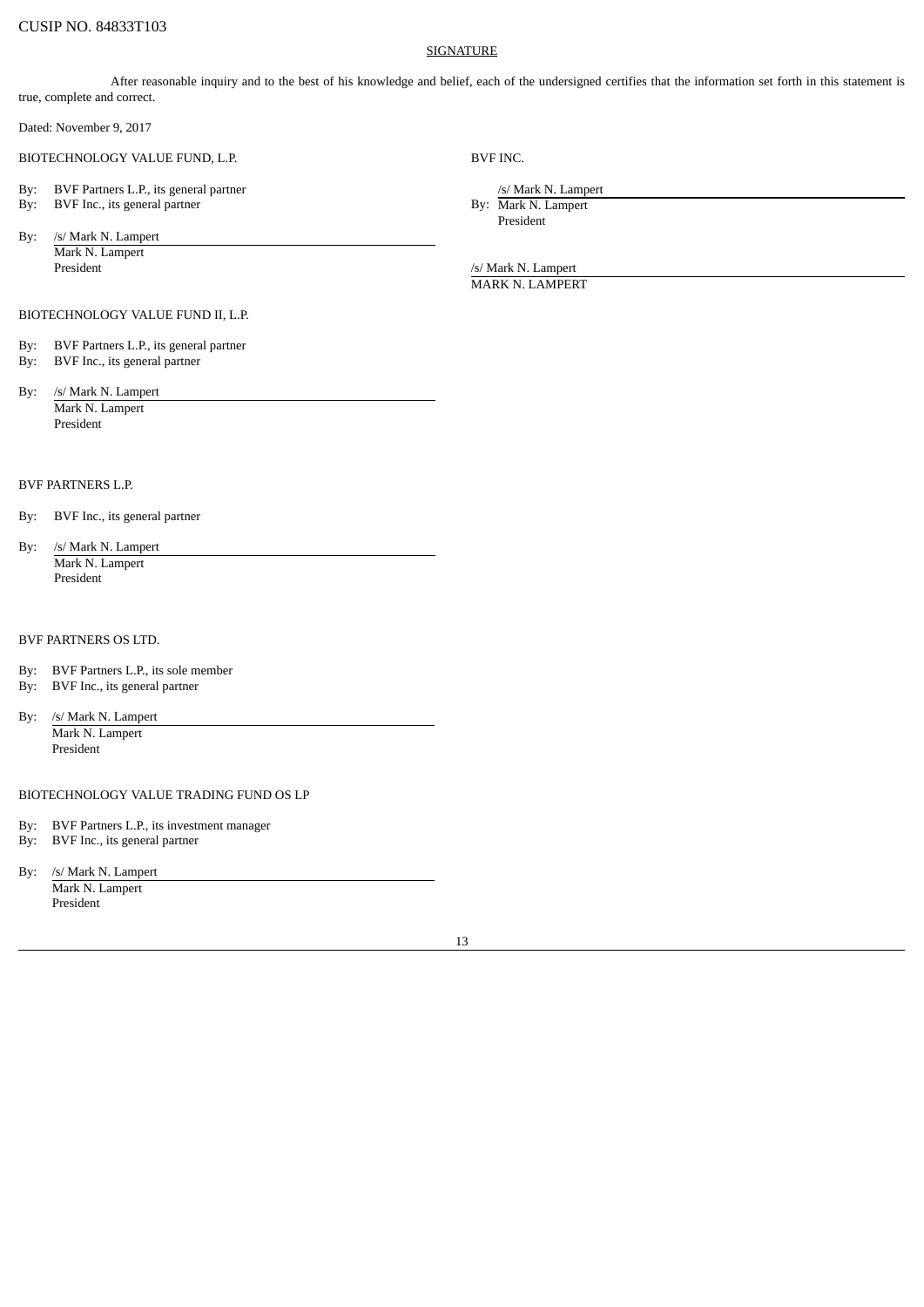CUSIP NO. 84833T103

SIGNATURE

After reasonable inquiry and to the best of his knowledge and belief, each of the undersigned certifies that the information set forth in this statement is true, complete and correct.

Dated: November 9, 2017

BIOTECHNOLOGY VALUE FUND, L.P.

By: BVF Partners L.P., its general partner
By: BVF Inc., its general partner

By: /s/ Mark N. Lampert
Mark N. Lampert
President

BIOTECHNOLOGY VALUE FUND II, L.P.

By: BVF Partners L.P., its general partner
By: BVF Inc., its general partner

By: /s/ Mark N. Lampert
Mark N. Lampert
President

BVF PARTNERS L.P.

By: BVF Inc., its general partner

By: /s/ Mark N. Lampert
Mark N. Lampert
President

BVF PARTNERS OS LTD.

By: BVF Partners L.P., its sole member
By: BVF Inc., its general partner

By: /s/ Mark N. Lampert
Mark N. Lampert
President

BIOTECHNOLOGY VALUE TRADING FUND OS LP

By: BVF Partners L.P., its investment manager
By: BVF Inc., its general partner

By: /s/ Mark N. Lampert
Mark N. Lampert
President

BVF INC.

/s/ Mark N. Lampert
By: Mark N. Lampert
President

/s/ Mark N. Lampert
MARK N. LAMPERT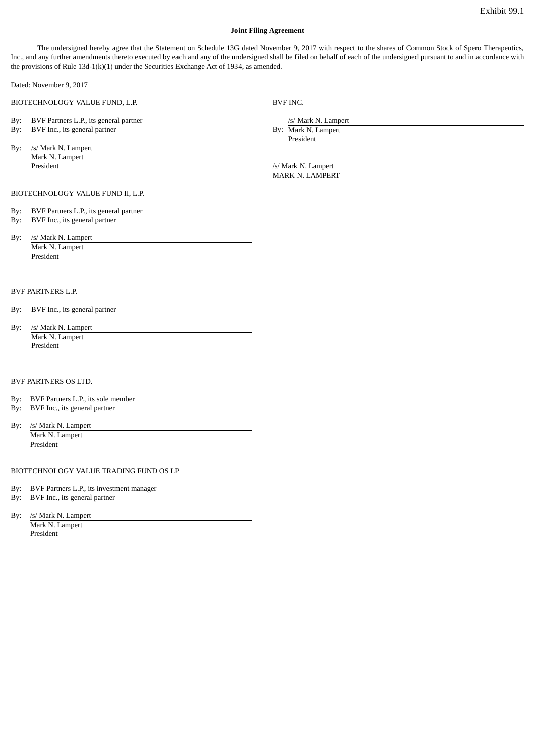Exhibit 99.1

**Joint Filing Agreement**

The undersigned hereby agree that the Statement on Schedule 13G dated November 9, 2017 with respect to the shares of Common Stock of Spero Therapeutics, Inc., and any further amendments thereto executed by each and any of the undersigned shall be filed on behalf of each of the undersigned pursuant to and in accordance with the provisions of Rule 13d-1(k)(1) under the Securities Exchange Act of 1934, as amended.

Dated: November 9, 2017

BIOTECHNOLOGY VALUE FUND, L.P.

By: BVF Partners L.P., its general partner
By: BVF Inc., its general partner

By: /s/ Mark N. Lampert
Mark N. Lampert
President

BIOTECHNOLOGY VALUE FUND II, L.P.

By: BVF Partners L.P., its general partner
By: BVF Inc., its general partner

By: /s/ Mark N. Lampert
Mark N. Lampert
President

BVF PARTNERS L.P.

By: BVF Inc., its general partner

By: /s/ Mark N. Lampert
Mark N. Lampert
President

BVF PARTNERS OS LTD.

By: BVF Partners L.P., its sole member
By: BVF Inc., its general partner

By: /s/ Mark N. Lampert
Mark N. Lampert
President

BIOTECHNOLOGY VALUE TRADING FUND OS LP

By: BVF Partners L.P., its investment manager
By: BVF Inc., its general partner

By: /s/ Mark N. Lampert
Mark N. Lampert
President

BVF INC.

/s/ Mark N. Lampert
By: Mark N. Lampert
President

/s/ Mark N. Lampert
MARK N. LAMPERT